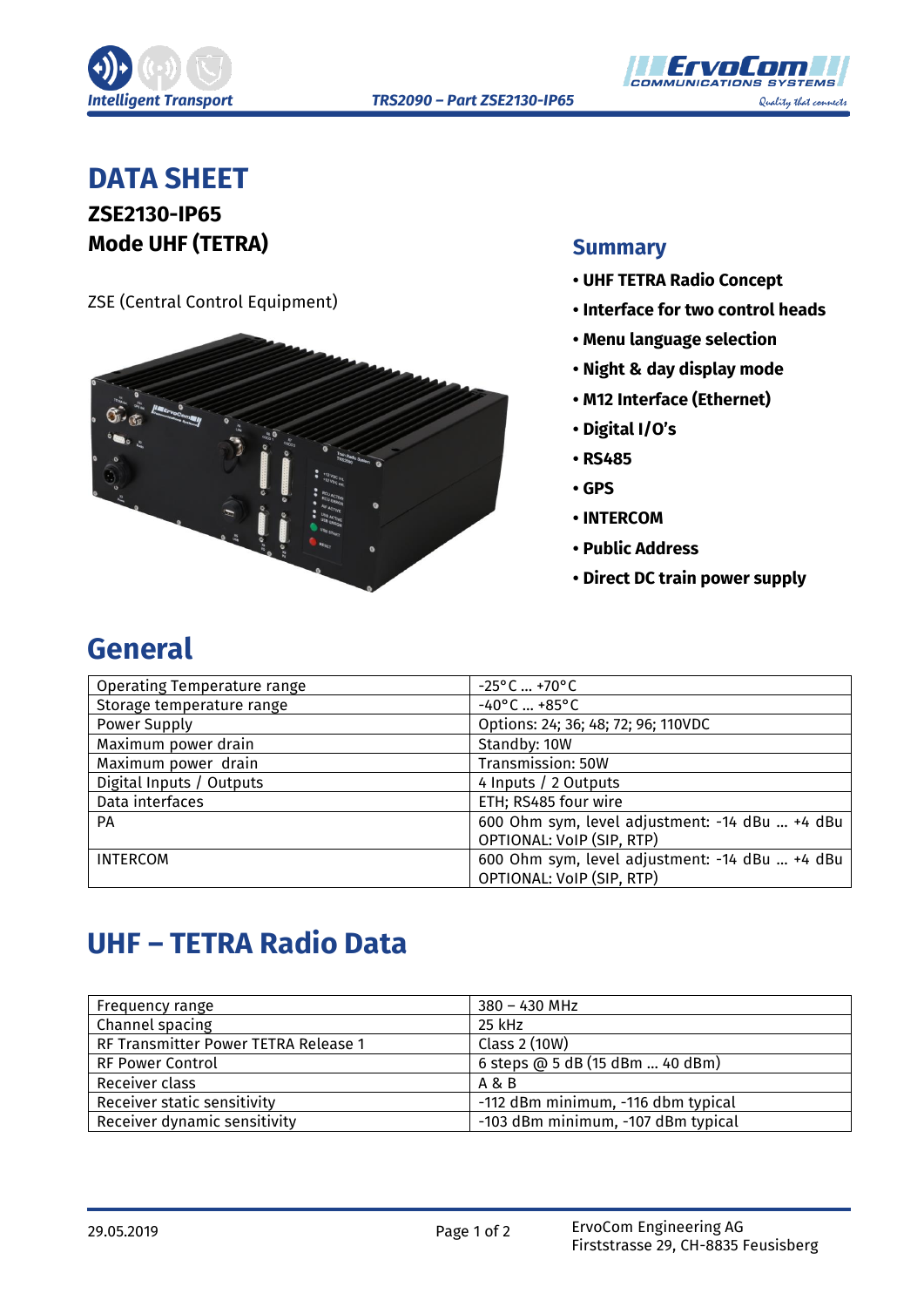# DATA SHEET

## ZSE2130-IP65
## Mode UHF (TETRA)

ZSE (Central Control Equipment)

## Summary

- **UHF TETRA Radio Concept**
- **Interface for two control heads**
- **Menu language selection**
- **Night & day display mode**
- **M12 Interface (Ethernet)**
- **Digital I/O's**
- **RS485**
- **GPS**
- **INTERCOM**
- **Public Address**
- **Direct DC train power supply**

# General

| | |
|---|---|
| Operating Temperature range | -25°C ... +70°C |
| Storage temperature range | -40°C ... +85°C |
| Power Supply | Options: 24; 36; 48; 72; 96; 110VDC |
| Maximum power drain | Standby: 10W |
| Maximum power drain | Transmission: 50W |
| Digital Inputs / Outputs | 4 Inputs / 2 Outputs |
| Data interfaces | ETH; RS485 four wire |
| PA | 600 Ohm sym, level adjustment: -14 dBu ... +4 dBu<br>OPTIONAL: VoIP (SIP, RTP) |
| INTERCOM | 600 Ohm sym, level adjustment: -14 dBu ... +4 dBu<br>OPTIONAL: VoIP (SIP, RTP) |

# UHF – TETRA Radio Data

| | |
|---|---|
| Frequency range | 380 – 430 MHz |
| Channel spacing | 25 kHz |
| RF Transmitter Power TETRA Release 1 | Class 2 (10W) |
| RF Power Control | 6 steps @ 5 dB (15 dBm ... 40 dBm) |
| Receiver class | A & B |
| Receiver static sensitivity | -112 dBm minimum, -116 dbm typical |
| Receiver dynamic sensitivity | -103 dBm minimum, -107 dBm typical |

29.05.2019

ErvoCom Engineering AG
Firststrasse 29, CH-8835 Feusisberg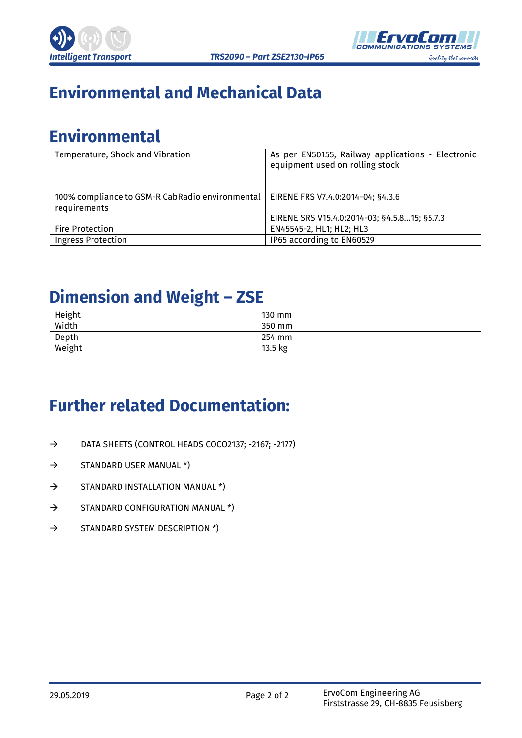# Environmental and Mechanical Data

## Environmental

| | |
|---|---|
| Temperature, Shock and Vibration | As per EN50155, Railway applications - Electronic equipment used on rolling stock |
| 100% compliance to GSM-R CabRadio environmental requirements | EIRENE FRS V7.4.0:2014-04; §4.3.6<br>EIRENE SRS V15.4.0:2014-03; §4.5.8…15; §5.7.3 |
| Fire Protection | EN45545-2, HL1; HL2; HL3 |
| Ingress Protection | IP65 according to EN60529 |

## Dimension and Weight – ZSE

| | |
|---|---|
| Height | 130 mm |
| Width | 350 mm |
| Depth | 254 mm |
| Weight | 13.5 kg |

## Further related Documentation:

→ DATA SHEETS (CONTROL HEADS COCO2137; -2167; -2177)

→ STANDARD USER MANUAL *)

→ STANDARD INSTALLATION MANUAL *)

→ STANDARD CONFIGURATION MANUAL *)

→ STANDARD SYSTEM DESCRIPTION *)